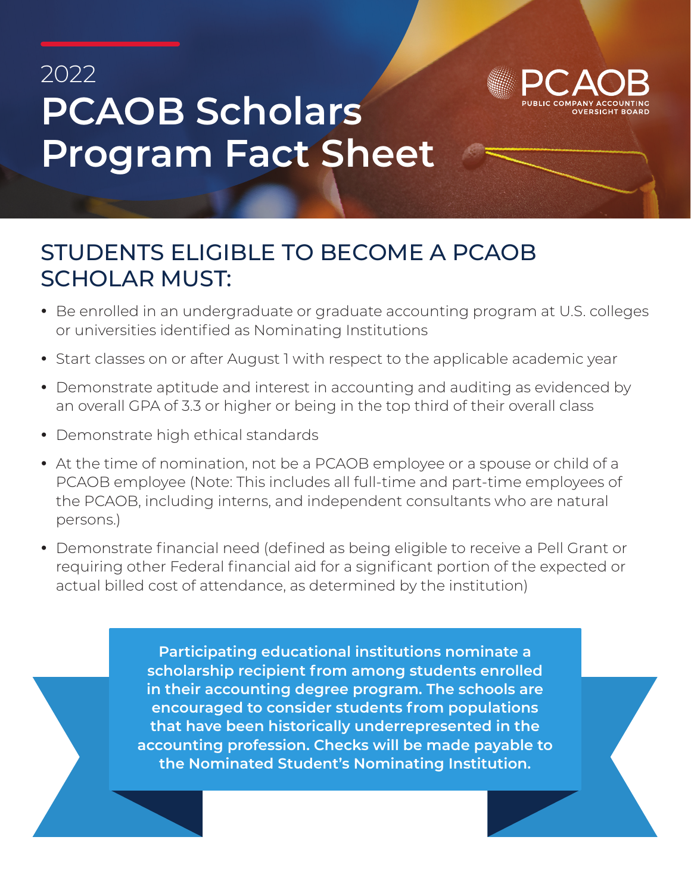2022

# PCAOB Scholars Program Fact Sheet

PCAOB
PUBLIC COMPANY ACCOUNTING OVERSIGHT BOARD

## STUDENTS ELIGIBLE TO BECOME A PCAOB SCHOLAR MUST:

- Be enrolled in an undergraduate or graduate accounting program at U.S. colleges or universities identified as Nominating Institutions
- Start classes on or after August 1 with respect to the applicable academic year
- Demonstrate aptitude and interest in accounting and auditing as evidenced by an overall GPA of 3.3 or higher or being in the top third of their overall class
- Demonstrate high ethical standards
- At the time of nomination, not be a PCAOB employee or a spouse or child of a PCAOB employee (Note: This includes all full-time and part-time employees of the PCAOB, including interns, and independent consultants who are natural persons.)
- Demonstrate financial need (defined as being eligible to receive a Pell Grant or requiring other Federal financial aid for a significant portion of the expected or actual billed cost of attendance, as determined by the institution)

**Participating educational institutions nominate a scholarship recipient from among students enrolled in their accounting degree program. The schools are encouraged to consider students from populations that have been historically underrepresented in the accounting profession. Checks will be made payable to the Nominated Student's Nominating Institution.**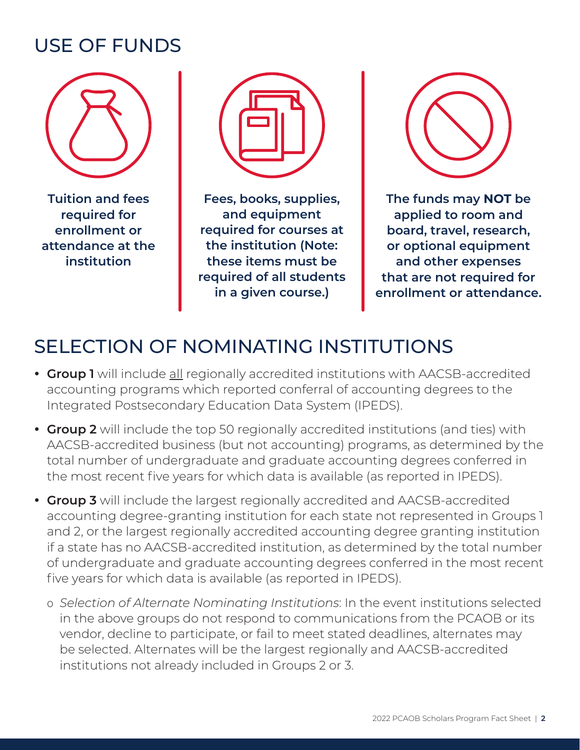## USE OF FUNDS

**Tuition and fees required for enrollment or attendance at the institution**

**Fees, books, supplies, and equipment required for courses at the institution (Note: these items must be required of all students in a given course.)**

**The funds may NOT be applied to room and board, travel, research, or optional equipment and other expenses that are not required for enrollment or attendance.**

## SELECTION OF NOMINATING INSTITUTIONS

- **Group 1** will include all regionally accredited institutions with AACSB-accredited accounting programs which reported conferral of accounting degrees to the Integrated Postsecondary Education Data System (IPEDS).
- **Group 2** will include the top 50 regionally accredited institutions (and ties) with AACSB-accredited business (but not accounting) programs, as determined by the total number of undergraduate and graduate accounting degrees conferred in the most recent five years for which data is available (as reported in IPEDS).
- **Group 3** will include the largest regionally accredited and AACSB-accredited accounting degree-granting institution for each state not represented in Groups 1 and 2, or the largest regionally accredited accounting degree granting institution if a state has no AACSB-accredited institution, as determined by the total number of undergraduate and graduate accounting degrees conferred in the most recent five years for which data is available (as reported in IPEDS).
  - *Selection of Alternate Nominating Institutions*: In the event institutions selected in the above groups do not respond to communications from the PCAOB or its vendor, decline to participate, or fail to meet stated deadlines, alternates may be selected. Alternates will be the largest regionally and AACSB-accredited institutions not already included in Groups 2 or 3.